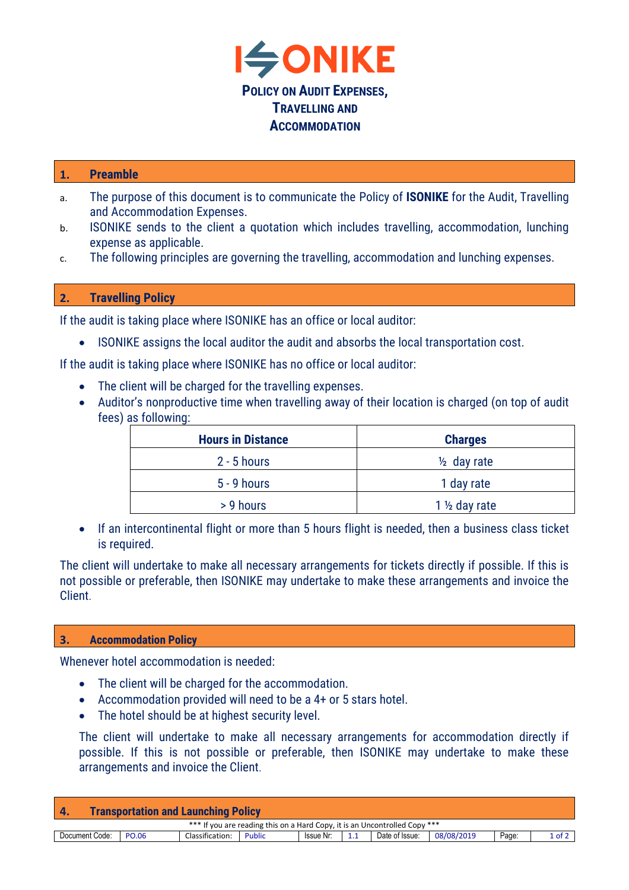# ISONIKE

## Policy on Audit Expenses, Travelling and Accommodation

## 1. Preamble

a. The purpose of this document is to communicate the Policy of **ISONIKE** for the Audit, Travelling and Accommodation Expenses.

b. ISONIKE sends to the client a quotation which includes travelling, accommodation, lunching expense as applicable.

c. The following principles are governing the travelling, accommodation and lunching expenses.

## 2. Travelling Policy

If the audit is taking place where ISONIKE has an office or local auditor:

- ISONIKE assigns the local auditor the audit and absorbs the local transportation cost.

If the audit is taking place where ISONIKE has no office or local auditor:

- The client will be charged for the travelling expenses.
- Auditor's nonproductive time when travelling away of their location is charged (on top of audit fees) as following:

| Hours in Distance | Charges |
|---|---|
| 2 - 5 hours | ½ day rate |
| 5 - 9 hours | 1 day rate |
| > 9 hours | 1 ½ day rate |

- If an intercontinental flight or more than 5 hours flight is needed, then a business class ticket is required.

The client will undertake to make all necessary arrangements for tickets directly if possible. If this is not possible or preferable, then ISONIKE may undertake to make these arrangements and invoice the Client.

## 3. Accommodation Policy

Whenever hotel accommodation is needed:

- The client will be charged for the accommodation.
- Accommodation provided will need to be a 4+ or 5 stars hotel.
- The hotel should be at highest security level.

The client will undertake to make all necessary arrangements for accommodation directly if possible. If this is not possible or preferable, then ISONIKE may undertake to make these arrangements and invoice the Client.

## 4. Transportation and Launching Policy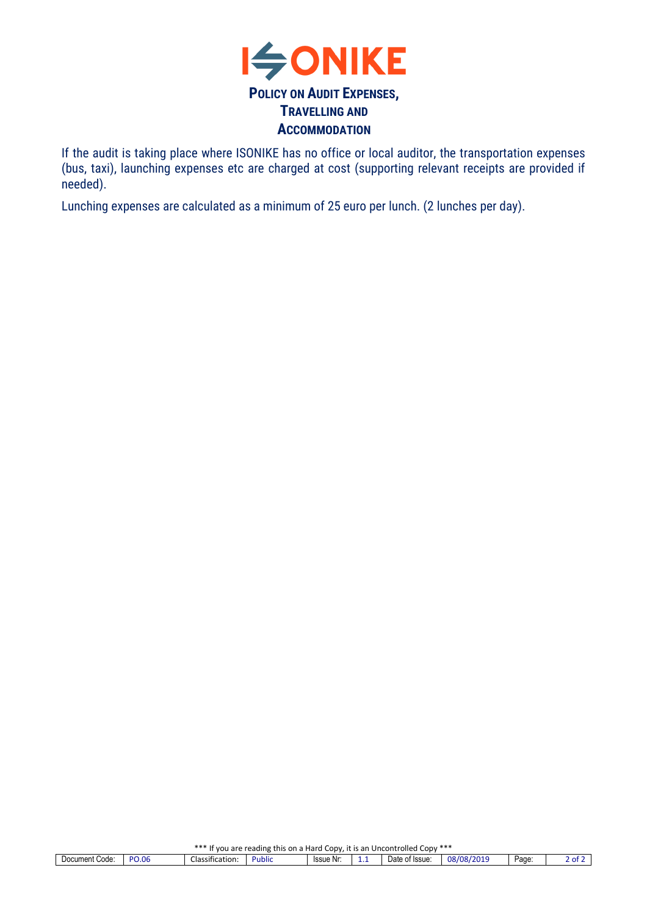# POLICY ON AUDIT EXPENSES, TRAVELLING AND ACCOMMODATION

If the audit is taking place where ISONIKE has no office or local auditor, the transportation expenses (bus, taxi), launching expenses etc are charged at cost (supporting relevant receipts are provided if needed).

Lunching expenses are calculated as a minimum of 25 euro per lunch. (2 lunches per day).